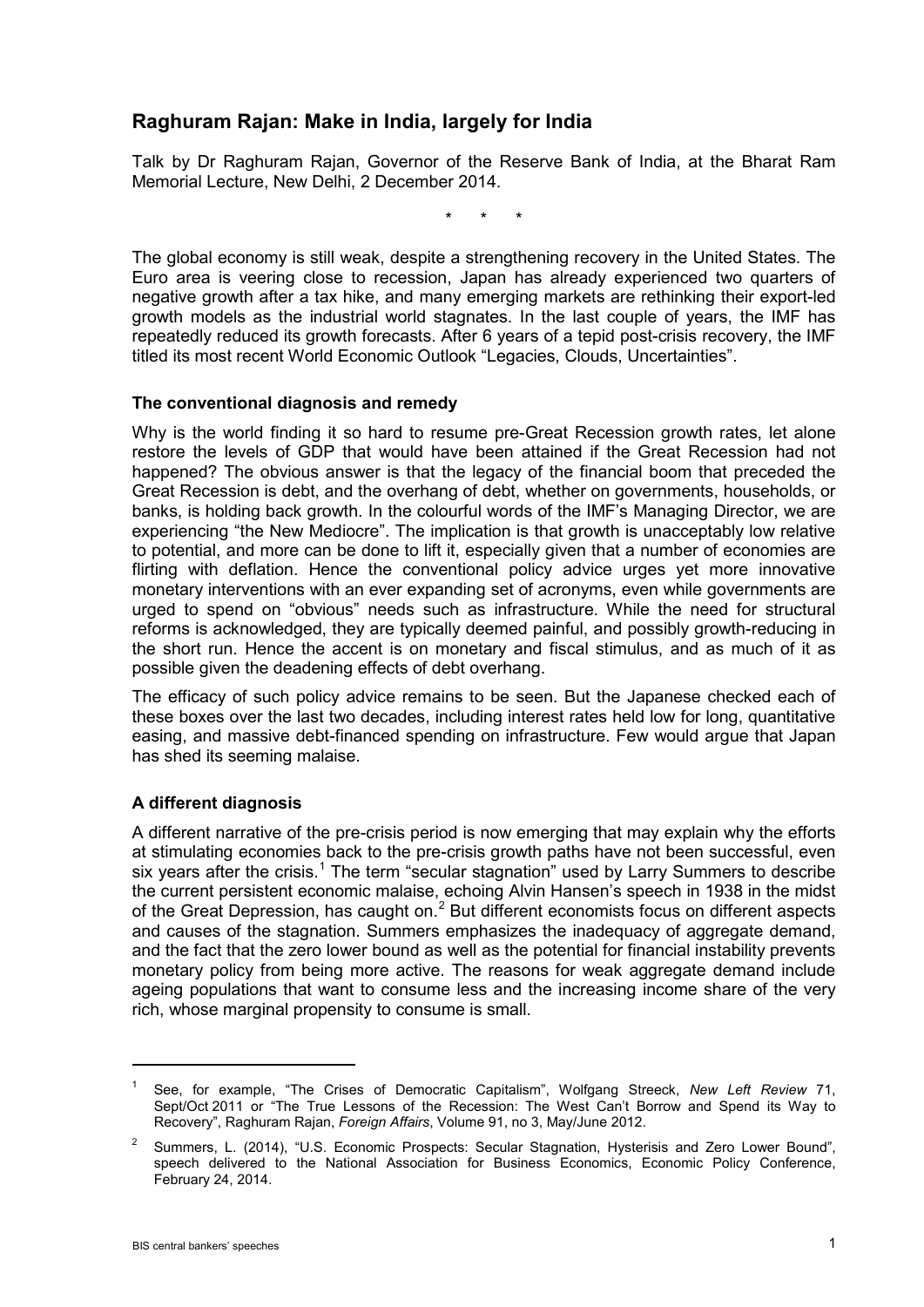# Raghuram Rajan: Make in India, largely for India

Talk by Dr Raghuram Rajan, Governor of the Reserve Bank of India, at the Bharat Ram Memorial Lecture, New Delhi, 2 December 2014.

\*   \*   \*

The global economy is still weak, despite a strengthening recovery in the United States. The Euro area is veering close to recession, Japan has already experienced two quarters of negative growth after a tax hike, and many emerging markets are rethinking their export-led growth models as the industrial world stagnates. In the last couple of years, the IMF has repeatedly reduced its growth forecasts. After 6 years of a tepid post-crisis recovery, the IMF titled its most recent World Economic Outlook "Legacies, Clouds, Uncertainties".

### The conventional diagnosis and remedy

Why is the world finding it so hard to resume pre-Great Recession growth rates, let alone restore the levels of GDP that would have been attained if the Great Recession had not happened? The obvious answer is that the legacy of the financial boom that preceded the Great Recession is debt, and the overhang of debt, whether on governments, households, or banks, is holding back growth. In the colourful words of the IMF's Managing Director, we are experiencing "the New Mediocre". The implication is that growth is unacceptably low relative to potential, and more can be done to lift it, especially given that a number of economies are flirting with deflation. Hence the conventional policy advice urges yet more innovative monetary interventions with an ever expanding set of acronyms, even while governments are urged to spend on "obvious" needs such as infrastructure. While the need for structural reforms is acknowledged, they are typically deemed painful, and possibly growth-reducing in the short run. Hence the accent is on monetary and fiscal stimulus, and as much of it as possible given the deadening effects of debt overhang.

The efficacy of such policy advice remains to be seen. But the Japanese checked each of these boxes over the last two decades, including interest rates held low for long, quantitative easing, and massive debt-financed spending on infrastructure. Few would argue that Japan has shed its seeming malaise.

### A different diagnosis

A different narrative of the pre-crisis period is now emerging that may explain why the efforts at stimulating economies back to the pre-crisis growth paths have not been successful, even six years after the crisis.[1] The term "secular stagnation" used by Larry Summers to describe the current persistent economic malaise, echoing Alvin Hansen's speech in 1938 in the midst of the Great Depression, has caught on.[2] But different economists focus on different aspects and causes of the stagnation. Summers emphasizes the inadequacy of aggregate demand, and the fact that the zero lower bound as well as the potential for financial instability prevents monetary policy from being more active. The reasons for weak aggregate demand include ageing populations that want to consume less and the increasing income share of the very rich, whose marginal propensity to consume is small.

---

[1] See, for example, "The Crises of Democratic Capitalism", Wolfgang Streeck, *New Left Review* 71, Sept/Oct 2011 or "The True Lessons of the Recession: The West Can't Borrow and Spend its Way to Recovery", Raghuram Rajan, *Foreign Affairs*, Volume 91, no 3, May/June 2012.

[2] Summers, L. (2014), "U.S. Economic Prospects: Secular Stagnation, Hysterisis and Zero Lower Bound", speech delivered to the National Association for Business Economics, Economic Policy Conference, February 24, 2014.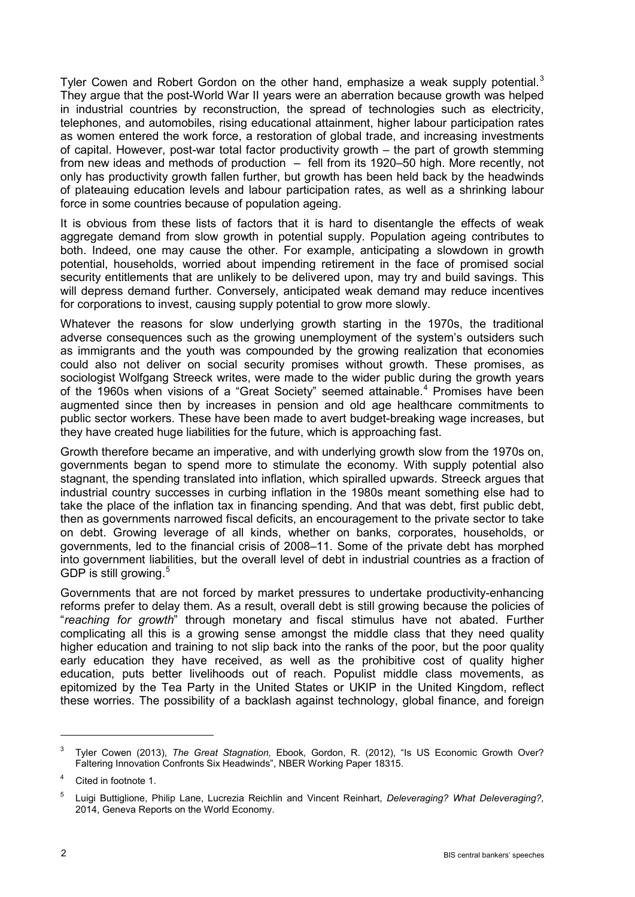Tyler Cowen and Robert Gordon on the other hand, emphasize a weak supply potential.[3] They argue that the post-World War II years were an aberration because growth was helped in industrial countries by reconstruction, the spread of technologies such as electricity, telephones, and automobiles, rising educational attainment, higher labour participation rates as women entered the work force, a restoration of global trade, and increasing investments of capital. However, post-war total factor productivity growth – the part of growth stemming from new ideas and methods of production – fell from its 1920–50 high. More recently, not only has productivity growth fallen further, but growth has been held back by the headwinds of plateauing education levels and labour participation rates, as well as a shrinking labour force in some countries because of population ageing.

It is obvious from these lists of factors that it is hard to disentangle the effects of weak aggregate demand from slow growth in potential supply. Population ageing contributes to both. Indeed, one may cause the other. For example, anticipating a slowdown in growth potential, households, worried about impending retirement in the face of promised social security entitlements that are unlikely to be delivered upon, may try and build savings. This will depress demand further. Conversely, anticipated weak demand may reduce incentives for corporations to invest, causing supply potential to grow more slowly.

Whatever the reasons for slow underlying growth starting in the 1970s, the traditional adverse consequences such as the growing unemployment of the system's outsiders such as immigrants and the youth was compounded by the growing realization that economies could also not deliver on social security promises without growth. These promises, as sociologist Wolfgang Streeck writes, were made to the wider public during the growth years of the 1960s when visions of a "Great Society" seemed attainable.[4] Promises have been augmented since then by increases in pension and old age healthcare commitments to public sector workers. These have been made to avert budget-breaking wage increases, but they have created huge liabilities for the future, which is approaching fast.

Growth therefore became an imperative, and with underlying growth slow from the 1970s on, governments began to spend more to stimulate the economy. With supply potential also stagnant, the spending translated into inflation, which spiralled upwards. Streeck argues that industrial country successes in curbing inflation in the 1980s meant something else had to take the place of the inflation tax in financing spending. And that was debt, first public debt, then as governments narrowed fiscal deficits, an encouragement to the private sector to take on debt. Growing leverage of all kinds, whether on banks, corporates, households, or governments, led to the financial crisis of 2008–11. Some of the private debt has morphed into government liabilities, but the overall level of debt in industrial countries as a fraction of GDP is still growing.[5]

Governments that are not forced by market pressures to undertake productivity-enhancing reforms prefer to delay them. As a result, overall debt is still growing because the policies of "*reaching for growth*" through monetary and fiscal stimulus have not abated. Further complicating all this is a growing sense amongst the middle class that they need quality higher education and training to not slip back into the ranks of the poor, but the poor quality early education they have received, as well as the prohibitive cost of quality higher education, puts better livelihoods out of reach. Populist middle class movements, as epitomized by the Tea Party in the United States or UKIP in the United Kingdom, reflect these worries. The possibility of a backlash against technology, global finance, and foreign

---

[3] Tyler Cowen (2013), *The Great Stagnation,* Ebook, Gordon, R. (2012), "Is US Economic Growth Over? Faltering Innovation Confronts Six Headwinds", NBER Working Paper 18315.

[4] Cited in footnote 1.

[5] Luigi Buttiglione, Philip Lane, Lucrezia Reichlin and Vincent Reinhart, *Deleveraging? What Deleveraging?,* 2014, Geneva Reports on the World Economy.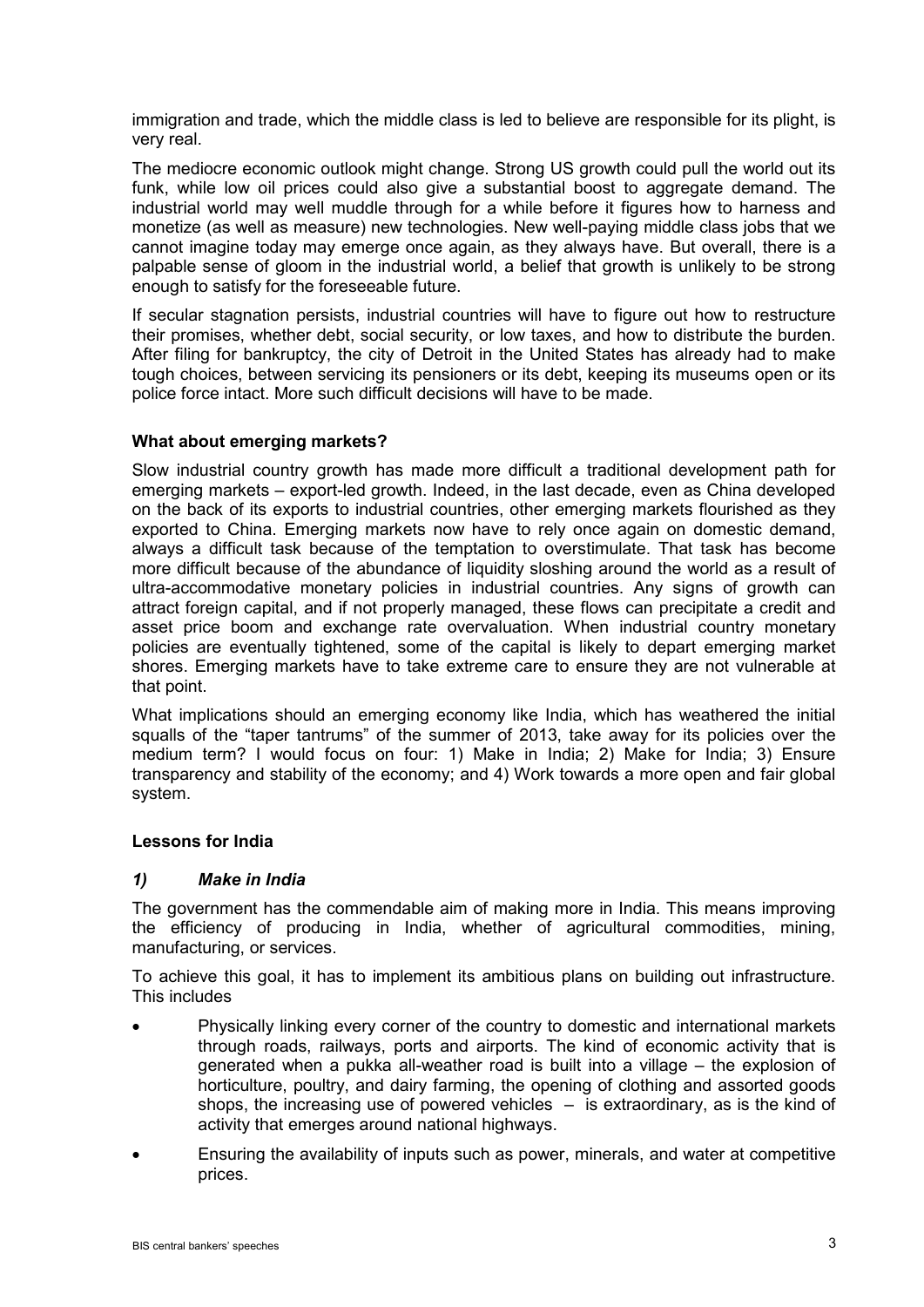immigration and trade, which the middle class is led to believe are responsible for its plight, is very real.

The mediocre economic outlook might change. Strong US growth could pull the world out its funk, while low oil prices could also give a substantial boost to aggregate demand. The industrial world may well muddle through for a while before it figures how to harness and monetize (as well as measure) new technologies. New well-paying middle class jobs that we cannot imagine today may emerge once again, as they always have. But overall, there is a palpable sense of gloom in the industrial world, a belief that growth is unlikely to be strong enough to satisfy for the foreseeable future.

If secular stagnation persists, industrial countries will have to figure out how to restructure their promises, whether debt, social security, or low taxes, and how to distribute the burden. After filing for bankruptcy, the city of Detroit in the United States has already had to make tough choices, between servicing its pensioners or its debt, keeping its museums open or its police force intact. More such difficult decisions will have to be made.

**What about emerging markets?**

Slow industrial country growth has made more difficult a traditional development path for emerging markets – export-led growth. Indeed, in the last decade, even as China developed on the back of its exports to industrial countries, other emerging markets flourished as they exported to China. Emerging markets now have to rely once again on domestic demand, always a difficult task because of the temptation to overstimulate. That task has become more difficult because of the abundance of liquidity sloshing around the world as a result of ultra-accommodative monetary policies in industrial countries. Any signs of growth can attract foreign capital, and if not properly managed, these flows can precipitate a credit and asset price boom and exchange rate overvaluation. When industrial country monetary policies are eventually tightened, some of the capital is likely to depart emerging market shores. Emerging markets have to take extreme care to ensure they are not vulnerable at that point.

What implications should an emerging economy like India, which has weathered the initial squalls of the "taper tantrums" of the summer of 2013, take away for its policies over the medium term? I would focus on four: 1) Make in India; 2) Make for India; 3) Ensure transparency and stability of the economy; and 4) Work towards a more open and fair global system.

**Lessons for India**

***1) Make in India***

The government has the commendable aim of making more in India. This means improving the efficiency of producing in India, whether of agricultural commodities, mining, manufacturing, or services.

To achieve this goal, it has to implement its ambitious plans on building out infrastructure. This includes

- Physically linking every corner of the country to domestic and international markets through roads, railways, ports and airports. The kind of economic activity that is generated when a pukka all-weather road is built into a village – the explosion of horticulture, poultry, and dairy farming, the opening of clothing and assorted goods shops, the increasing use of powered vehicles – is extraordinary, as is the kind of activity that emerges around national highways.
- Ensuring the availability of inputs such as power, minerals, and water at competitive prices.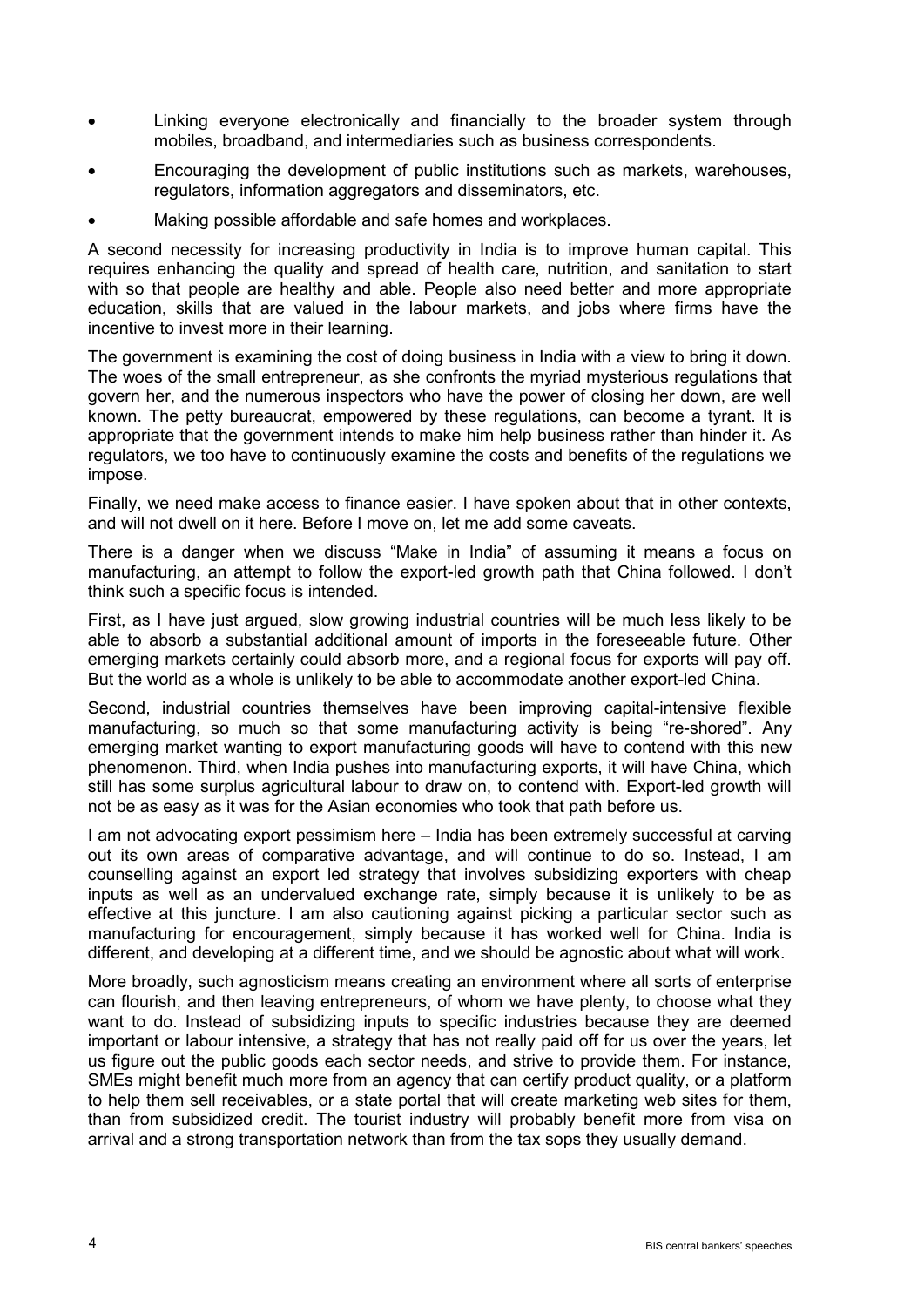- Linking everyone electronically and financially to the broader system through mobiles, broadband, and intermediaries such as business correspondents.
- Encouraging the development of public institutions such as markets, warehouses, regulators, information aggregators and disseminators, etc.
- Making possible affordable and safe homes and workplaces.

A second necessity for increasing productivity in India is to improve human capital. This requires enhancing the quality and spread of health care, nutrition, and sanitation to start with so that people are healthy and able. People also need better and more appropriate education, skills that are valued in the labour markets, and jobs where firms have the incentive to invest more in their learning.

The government is examining the cost of doing business in India with a view to bring it down. The woes of the small entrepreneur, as she confronts the myriad mysterious regulations that govern her, and the numerous inspectors who have the power of closing her down, are well known. The petty bureaucrat, empowered by these regulations, can become a tyrant. It is appropriate that the government intends to make him help business rather than hinder it. As regulators, we too have to continuously examine the costs and benefits of the regulations we impose.

Finally, we need make access to finance easier. I have spoken about that in other contexts, and will not dwell on it here. Before I move on, let me add some caveats.

There is a danger when we discuss "Make in India" of assuming it means a focus on manufacturing, an attempt to follow the export-led growth path that China followed. I don't think such a specific focus is intended.

First, as I have just argued, slow growing industrial countries will be much less likely to be able to absorb a substantial additional amount of imports in the foreseeable future. Other emerging markets certainly could absorb more, and a regional focus for exports will pay off. But the world as a whole is unlikely to be able to accommodate another export-led China.

Second, industrial countries themselves have been improving capital-intensive flexible manufacturing, so much so that some manufacturing activity is being "re-shored". Any emerging market wanting to export manufacturing goods will have to contend with this new phenomenon. Third, when India pushes into manufacturing exports, it will have China, which still has some surplus agricultural labour to draw on, to contend with. Export-led growth will not be as easy as it was for the Asian economies who took that path before us.

I am not advocating export pessimism here – India has been extremely successful at carving out its own areas of comparative advantage, and will continue to do so. Instead, I am counselling against an export led strategy that involves subsidizing exporters with cheap inputs as well as an undervalued exchange rate, simply because it is unlikely to be as effective at this juncture. I am also cautioning against picking a particular sector such as manufacturing for encouragement, simply because it has worked well for China. India is different, and developing at a different time, and we should be agnostic about what will work.

More broadly, such agnosticism means creating an environment where all sorts of enterprise can flourish, and then leaving entrepreneurs, of whom we have plenty, to choose what they want to do. Instead of subsidizing inputs to specific industries because they are deemed important or labour intensive, a strategy that has not really paid off for us over the years, let us figure out the public goods each sector needs, and strive to provide them. For instance, SMEs might benefit much more from an agency that can certify product quality, or a platform to help them sell receivables, or a state portal that will create marketing web sites for them, than from subsidized credit. The tourist industry will probably benefit more from visa on arrival and a strong transportation network than from the tax sops they usually demand.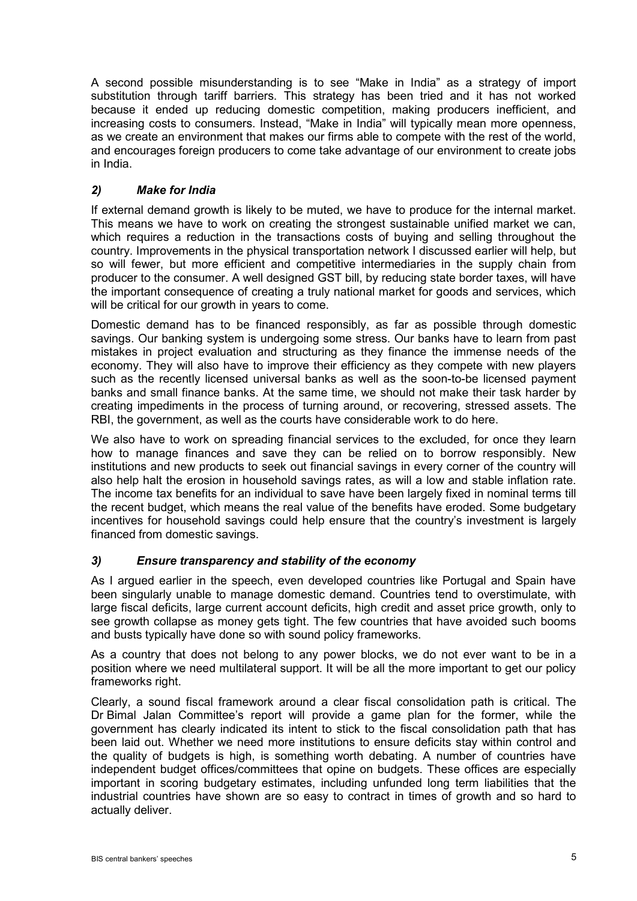A second possible misunderstanding is to see "Make in India" as a strategy of import substitution through tariff barriers. This strategy has been tried and it has not worked because it ended up reducing domestic competition, making producers inefficient, and increasing costs to consumers. Instead, "Make in India" will typically mean more openness, as we create an environment that makes our firms able to compete with the rest of the world, and encourages foreign producers to come take advantage of our environment to create jobs in India.

### *2) Make for India*

If external demand growth is likely to be muted, we have to produce for the internal market. This means we have to work on creating the strongest sustainable unified market we can, which requires a reduction in the transactions costs of buying and selling throughout the country. Improvements in the physical transportation network I discussed earlier will help, but so will fewer, but more efficient and competitive intermediaries in the supply chain from producer to the consumer. A well designed GST bill, by reducing state border taxes, will have the important consequence of creating a truly national market for goods and services, which will be critical for our growth in years to come.

Domestic demand has to be financed responsibly, as far as possible through domestic savings. Our banking system is undergoing some stress. Our banks have to learn from past mistakes in project evaluation and structuring as they finance the immense needs of the economy. They will also have to improve their efficiency as they compete with new players such as the recently licensed universal banks as well as the soon-to-be licensed payment banks and small finance banks. At the same time, we should not make their task harder by creating impediments in the process of turning around, or recovering, stressed assets. The RBI, the government, as well as the courts have considerable work to do here.

We also have to work on spreading financial services to the excluded, for once they learn how to manage finances and save they can be relied on to borrow responsibly. New institutions and new products to seek out financial savings in every corner of the country will also help halt the erosion in household savings rates, as will a low and stable inflation rate. The income tax benefits for an individual to save have been largely fixed in nominal terms till the recent budget, which means the real value of the benefits have eroded. Some budgetary incentives for household savings could help ensure that the country's investment is largely financed from domestic savings.

### *3) Ensure transparency and stability of the economy*

As I argued earlier in the speech, even developed countries like Portugal and Spain have been singularly unable to manage domestic demand. Countries tend to overstimulate, with large fiscal deficits, large current account deficits, high credit and asset price growth, only to see growth collapse as money gets tight. The few countries that have avoided such booms and busts typically have done so with sound policy frameworks.

As a country that does not belong to any power blocks, we do not ever want to be in a position where we need multilateral support. It will be all the more important to get our policy frameworks right.

Clearly, a sound fiscal framework around a clear fiscal consolidation path is critical. The Dr Bimal Jalan Committee's report will provide a game plan for the former, while the government has clearly indicated its intent to stick to the fiscal consolidation path that has been laid out. Whether we need more institutions to ensure deficits stay within control and the quality of budgets is high, is something worth debating. A number of countries have independent budget offices/committees that opine on budgets. These offices are especially important in scoring budgetary estimates, including unfunded long term liabilities that the industrial countries have shown are so easy to contract in times of growth and so hard to actually deliver.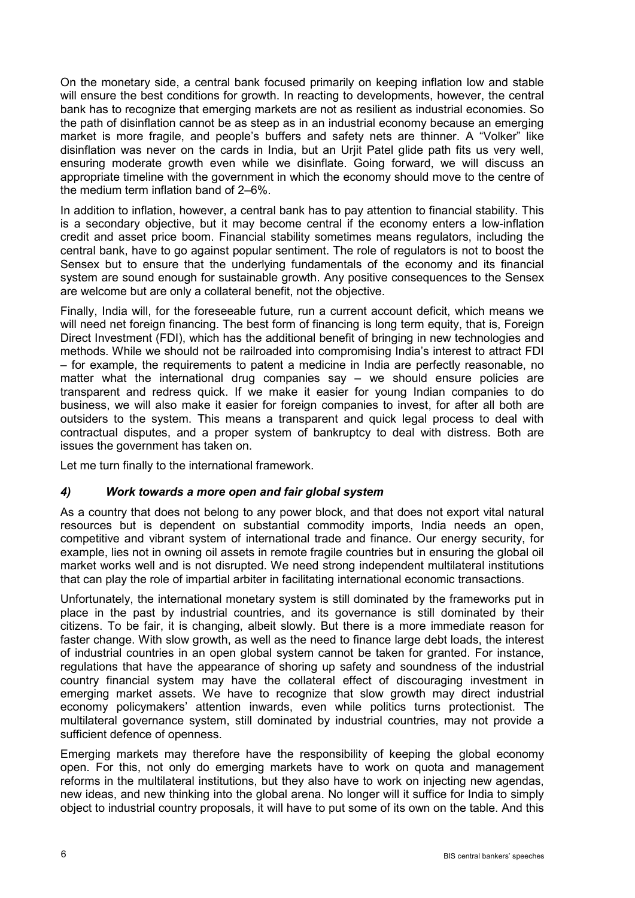On the monetary side, a central bank focused primarily on keeping inflation low and stable will ensure the best conditions for growth. In reacting to developments, however, the central bank has to recognize that emerging markets are not as resilient as industrial economies. So the path of disinflation cannot be as steep as in an industrial economy because an emerging market is more fragile, and people's buffers and safety nets are thinner. A "Volker" like disinflation was never on the cards in India, but an Urjit Patel glide path fits us very well, ensuring moderate growth even while we disinflate. Going forward, we will discuss an appropriate timeline with the government in which the economy should move to the centre of the medium term inflation band of 2–6%.

In addition to inflation, however, a central bank has to pay attention to financial stability. This is a secondary objective, but it may become central if the economy enters a low-inflation credit and asset price boom. Financial stability sometimes means regulators, including the central bank, have to go against popular sentiment. The role of regulators is not to boost the Sensex but to ensure that the underlying fundamentals of the economy and its financial system are sound enough for sustainable growth. Any positive consequences to the Sensex are welcome but are only a collateral benefit, not the objective.

Finally, India will, for the foreseeable future, run a current account deficit, which means we will need net foreign financing. The best form of financing is long term equity, that is, Foreign Direct Investment (FDI), which has the additional benefit of bringing in new technologies and methods. While we should not be railroaded into compromising India's interest to attract FDI – for example, the requirements to patent a medicine in India are perfectly reasonable, no matter what the international drug companies say – we should ensure policies are transparent and redress quick. If we make it easier for young Indian companies to do business, we will also make it easier for foreign companies to invest, for after all both are outsiders to the system. This means a transparent and quick legal process to deal with contractual disputes, and a proper system of bankruptcy to deal with distress. Both are issues the government has taken on.

Let me turn finally to the international framework.

### *4) Work towards a more open and fair global system*

As a country that does not belong to any power block, and that does not export vital natural resources but is dependent on substantial commodity imports, India needs an open, competitive and vibrant system of international trade and finance. Our energy security, for example, lies not in owning oil assets in remote fragile countries but in ensuring the global oil market works well and is not disrupted. We need strong independent multilateral institutions that can play the role of impartial arbiter in facilitating international economic transactions.

Unfortunately, the international monetary system is still dominated by the frameworks put in place in the past by industrial countries, and its governance is still dominated by their citizens. To be fair, it is changing, albeit slowly. But there is a more immediate reason for faster change. With slow growth, as well as the need to finance large debt loads, the interest of industrial countries in an open global system cannot be taken for granted. For instance, regulations that have the appearance of shoring up safety and soundness of the industrial country financial system may have the collateral effect of discouraging investment in emerging market assets. We have to recognize that slow growth may direct industrial economy policymakers' attention inwards, even while politics turns protectionist. The multilateral governance system, still dominated by industrial countries, may not provide a sufficient defence of openness.

Emerging markets may therefore have the responsibility of keeping the global economy open. For this, not only do emerging markets have to work on quota and management reforms in the multilateral institutions, but they also have to work on injecting new agendas, new ideas, and new thinking into the global arena. No longer will it suffice for India to simply object to industrial country proposals, it will have to put some of its own on the table. And this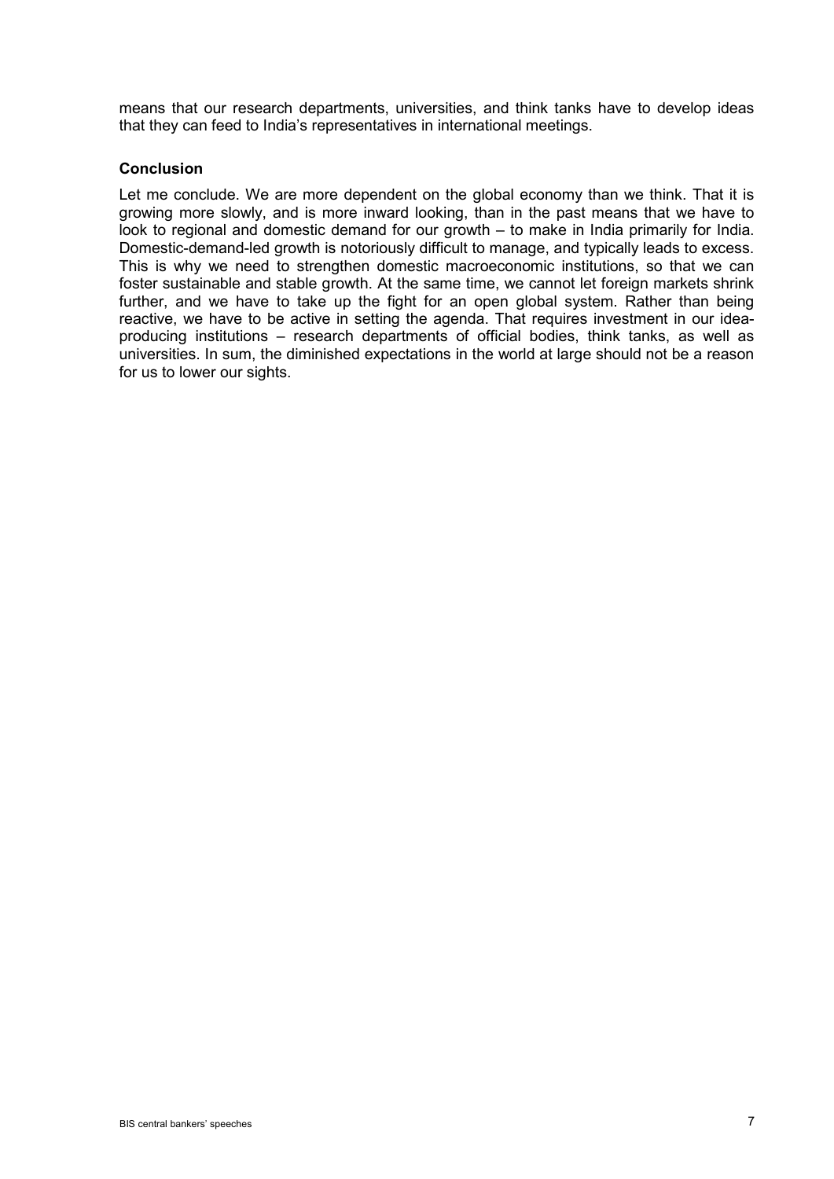means that our research departments, universities, and think tanks have to develop ideas that they can feed to India's representatives in international meetings.

## Conclusion

Let me conclude. We are more dependent on the global economy than we think. That it is growing more slowly, and is more inward looking, than in the past means that we have to look to regional and domestic demand for our growth – to make in India primarily for India. Domestic-demand-led growth is notoriously difficult to manage, and typically leads to excess. This is why we need to strengthen domestic macroeconomic institutions, so that we can foster sustainable and stable growth. At the same time, we cannot let foreign markets shrink further, and we have to take up the fight for an open global system. Rather than being reactive, we have to be active in setting the agenda. That requires investment in our idea-producing institutions – research departments of official bodies, think tanks, as well as universities. In sum, the diminished expectations in the world at large should not be a reason for us to lower our sights.